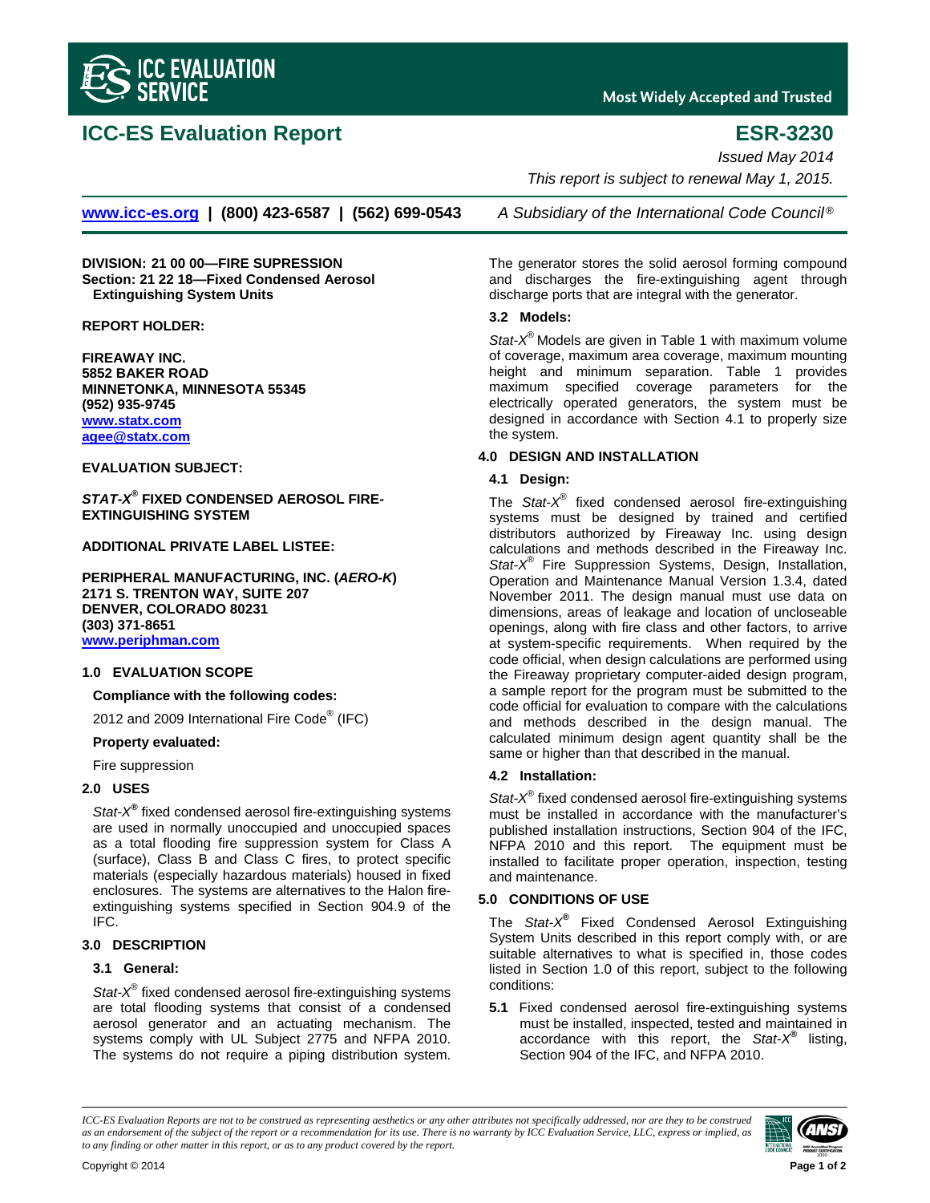# ICC-ES Evaluation Report

# ESR-3230

*Issued May 2014*

*This report is subject to renewal May 1, 2015.*

www.icc-es.org | (800) 423-6587 | (562) 699-0543 *A Subsidiary of the International Code Council®*

---

**DIVISION: 21 00 00—FIRE SUPPRESSION**
**Section: 21 22 18—Fixed Condensed Aerosol Extinguishing System Units**

**REPORT HOLDER:**

**FIREAWAY INC.**
**5852 BAKER ROAD**
**MINNETONKA, MINNESOTA 55345**
**(952) 935-9745**
**www.statx.com**
**agee@statx.com**

**EVALUATION SUBJECT:**

***STAT-X®* FIXED CONDENSED AEROSOL FIRE-EXTINGUISHING SYSTEM**

**ADDITIONAL PRIVATE LABEL LISTEE:**

**PERIPHERAL MANUFACTURING, INC. (*AERO-K*)**
**2171 S. TRENTON WAY, SUITE 207**
**DENVER, COLORADO 80231**
**(303) 371-8651**
**www.periphman.com**

## 1.0 EVALUATION SCOPE

**Compliance with the following codes:**

2012 and 2009 International Fire Code® (IFC)

**Property evaluated:**

Fire suppression

## 2.0 USES

*Stat-X®* fixed condensed aerosol fire-extinguishing systems are used in normally unoccupied and unoccupied spaces as a total flooding fire suppression system for Class A (surface), Class B and Class C fires, to protect specific materials (especially hazardous materials) housed in fixed enclosures. The systems are alternatives to the Halon fire-extinguishing systems specified in Section 904.9 of the IFC.

## 3.0 DESCRIPTION

### 3.1 General:

*Stat-X®* fixed condensed aerosol fire-extinguishing systems are total flooding systems that consist of a condensed aerosol generator and an actuating mechanism. The systems comply with UL Subject 2775 and NFPA 2010. The systems do not require a piping distribution system. The generator stores the solid aerosol forming compound and discharges the fire-extinguishing agent through discharge ports that are integral with the generator.

### 3.2 Models:

*Stat-X®* Models are given in Table 1 with maximum volume of coverage, maximum area coverage, maximum mounting height and minimum separation. Table 1 provides maximum specified coverage parameters for the electrically operated generators, the system must be designed in accordance with Section 4.1 to properly size the system.

## 4.0 DESIGN AND INSTALLATION

### 4.1 Design:

The *Stat-X®* fixed condensed aerosol fire-extinguishing systems must be designed by trained and certified distributors authorized by Fireaway Inc. using design calculations and methods described in the Fireaway Inc. *Stat-X®* Fire Suppression Systems, Design, Installation, Operation and Maintenance Manual Version 1.3.4, dated November 2011. The design manual must use data on dimensions, areas of leakage and location of uncloseable openings, along with fire class and other factors, to arrive at system-specific requirements. When required by the code official, when design calculations are performed using the Fireaway proprietary computer-aided design program, a sample report for the program must be submitted to the code official for evaluation to compare with the calculations and methods described in the design manual. The calculated minimum design agent quantity shall be the same or higher than that described in the manual.

### 4.2 Installation:

*Stat-X®* fixed condensed aerosol fire-extinguishing systems must be installed in accordance with the manufacturer's published installation instructions, Section 904 of the IFC, NFPA 2010 and this report. The equipment must be installed to facilitate proper operation, inspection, testing and maintenance.

## 5.0 CONDITIONS OF USE

The *Stat-X®* Fixed Condensed Aerosol Extinguishing System Units described in this report comply with, or are suitable alternatives to what is specified in, those codes listed in Section 1.0 of this report, subject to the following conditions:

**5.1** Fixed condensed aerosol fire-extinguishing systems must be installed, inspected, tested and maintained in accordance with this report, the *Stat-X®* listing, Section 904 of the IFC, and NFPA 2010.

---

*ICC-ES Evaluation Reports are not to be construed as representing aesthetics or any other attributes not specifically addressed, nor are they to be construed as an endorsement of the subject of the report or a recommendation for its use. There is no warranty by ICC Evaluation Service, LLC, express or implied, as to any finding or other matter in this report, or as to any product covered by the report.*

Copyright © 2014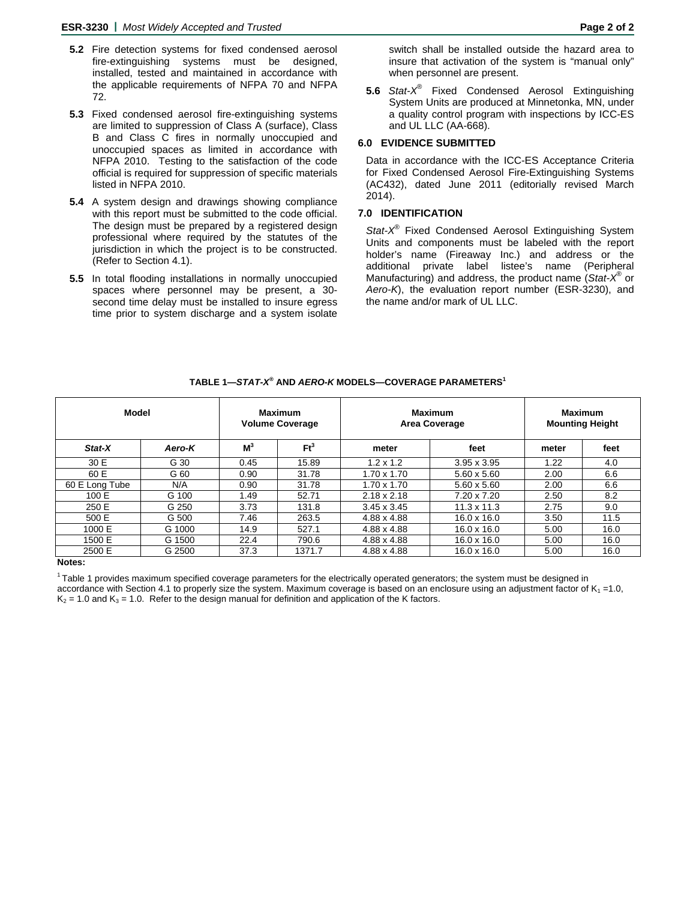**5.2** Fire detection systems for fixed condensed aerosol fire-extinguishing systems must be designed, installed, tested and maintained in accordance with the applicable requirements of NFPA 70 and NFPA 72.

**5.3** Fixed condensed aerosol fire-extinguishing systems are limited to suppression of Class A (surface), Class B and Class C fires in normally unoccupied and unoccupied spaces as limited in accordance with NFPA 2010. Testing to the satisfaction of the code official is required for suppression of specific materials listed in NFPA 2010.

**5.4** A system design and drawings showing compliance with this report must be submitted to the code official. The design must be prepared by a registered design professional where required by the statutes of the jurisdiction in which the project is to be constructed. (Refer to Section 4.1).

**5.5** In total flooding installations in normally unoccupied spaces where personnel may be present, a 30-second time delay must be installed to insure egress time prior to system discharge and a system isolate switch shall be installed outside the hazard area to insure that activation of the system is "manual only" when personnel are present.

**5.6** *Stat-X*® Fixed Condensed Aerosol Extinguishing System Units are produced at Minnetonka, MN, under a quality control program with inspections by ICC-ES and UL LLC (AA-668).

## 6.0 EVIDENCE SUBMITTED

Data in accordance with the ICC-ES Acceptance Criteria for Fixed Condensed Aerosol Fire-Extinguishing Systems (AC432), dated June 2011 (editorially revised March 2014).

## 7.0 IDENTIFICATION

*Stat-X*® Fixed Condensed Aerosol Extinguishing System Units and components must be labeled with the report holder's name (Fireaway Inc.) and address or the additional private label listee's name (Peripheral Manufacturing) and address, the product name (*Stat-X*® or *Aero-K*), the evaluation report number (ESR-3230), and the name and/or mark of UL LLC.

**TABLE 1—*STAT-X*® AND *AERO-K* MODELS—COVERAGE PARAMETERS[1]**

| Model | | Maximum Volume Coverage | | Maximum Area Coverage | | Maximum Mounting Height | |
|---|---|---|---|---|---|---|---|
| ***Stat-X*** | ***Aero-K*** | $M^3$ | $Ft^3$ | meter | feet | meter | feet |
| 30 E | G 30 | 0.45 | 15.89 | 1.2 x 1.2 | 3.95 x 3.95 | 1.22 | 4.0 |
| 60 E | G 60 | 0.90 | 31.78 | 1.70 x 1.70 | 5.60 x 5.60 | 2.00 | 6.6 |
| 60 E Long Tube | N/A | 0.90 | 31.78 | 1.70 x 1.70 | 5.60 x 5.60 | 2.00 | 6.6 |
| 100 E | G 100 | 1.49 | 52.71 | 2.18 x 2.18 | 7.20 x 7.20 | 2.50 | 8.2 |
| 250 E | G 250 | 3.73 | 131.8 | 3.45 x 3.45 | 11.3 x 11.3 | 2.75 | 9.0 |
| 500 E | G 500 | 7.46 | 263.5 | 4.88 x 4.88 | 16.0 x 16.0 | 3.50 | 11.5 |
| 1000 E | G 1000 | 14.9 | 527.1 | 4.88 x 4.88 | 16.0 x 16.0 | 5.00 | 16.0 |
| 1500 E | G 1500 | 22.4 | 790.6 | 4.88 x 4.88 | 16.0 x 16.0 | 5.00 | 16.0 |
| 2500 E | G 2500 | 37.3 | 1371.7 | 4.88 x 4.88 | 16.0 x 16.0 | 5.00 | 16.0 |

**Notes:**

[1] Table 1 provides maximum specified coverage parameters for the electrically operated generators; the system must be designed in accordance with Section 4.1 to properly size the system. Maximum coverage is based on an enclosure using an adjustment factor of $K_1 = 1.0$, $K_2 = 1.0$ and $K_3 = 1.0$. Refer to the design manual for definition and application of the K factors.